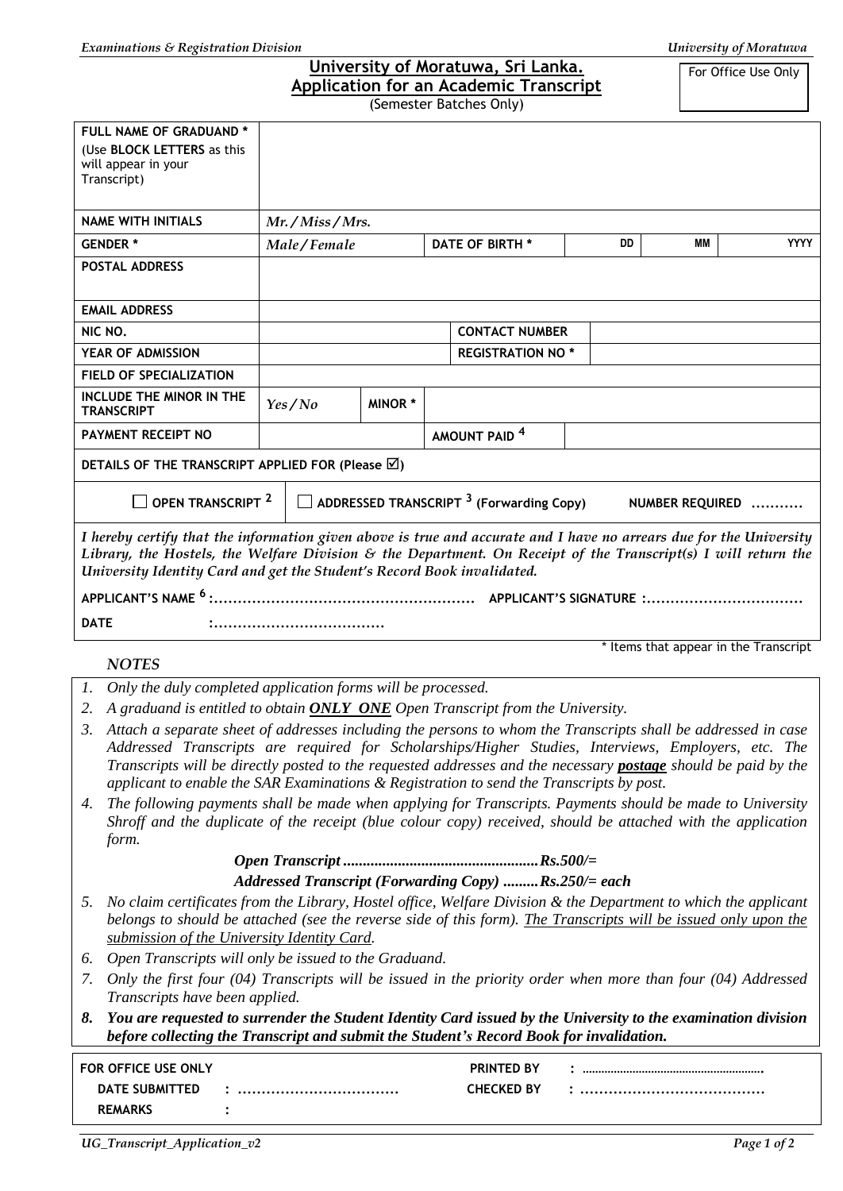# University of Moratuwa, Sri Lanka.
## Application for an Academic Transcript
(Semester Batches Only)

For Office Use Only

| | | | | | | |
|---|---|---|---|---|---|---|
| **FULL NAME OF GRADUAND \*** (Use **BLOCK LETTERS** as this will appear in your Transcript) | | | | | | |
| **NAME WITH INITIALS** | *Mr. / Miss / Mrs.* | | | | | |
| **GENDER \*** | *Male / Female* | | **DATE OF BIRTH \*** | DD | MM | YYYY |
| **POSTAL ADDRESS** | | | | | | |
| **EMAIL ADDRESS** | | | | | | |
| **NIC NO.** | | | **CONTACT NUMBER** | | | |
| **YEAR OF ADMISSION** | | | **REGISTRATION NO \*** | | | |
| **FIELD OF SPECIALIZATION** | | | | | | |
| **INCLUDE THE MINOR IN THE TRANSCRIPT** | *Yes / No* | **MINOR \*** | | | | |
| **PAYMENT RECEIPT NO** | | | **AMOUNT PAID [4]** | | | |

**DETAILS OF THE TRANSCRIPT APPLIED FOR (Please ☑)**

☐ **OPEN TRANSCRIPT [2]**    ☐ **ADDRESSED TRANSCRIPT [3] (Forwarding Copy)**    **NUMBER REQUIRED ..........**

*I hereby certify that the information given above is true and accurate and I have no arrears due for the University Library, the Hostels, the Welfare Division & the Department. On Receipt of the Transcript(s) I will return the University Identity Card and get the Student's Record Book invalidated.*

**APPLICANT'S NAME [6] :......................................................** **APPLICANT'S SIGNATURE :................................**

**DATE :....................................**

\* Items that appear in the Transcript

*NOTES*

1. *Only the duly completed application forms will be processed.*
2. *A graduand is entitled to obtain **ONLY ONE** Open Transcript from the University.*
3. *Attach a separate sheet of addresses including the persons to whom the Transcripts shall be addressed in case Addressed Transcripts are required for Scholarships/Higher Studies, Interviews, Employers, etc. The Transcripts will be directly posted to the requested addresses and the necessary **postage** should be paid by the applicant to enable the SAR Examinations & Registration to send the Transcripts by post.*
4. *The following payments shall be made when applying for Transcripts. Payments should be made to University Shroff and the duplicate of the receipt (blue colour copy) received, should be attached with the application form.*

   ***Open Transcript .................................................Rs.500/=***

   ***Addressed Transcript (Forwarding Copy) .........Rs.250/= each***
5. *No claim certificates from the Library, Hostel office, Welfare Division & the Department to which the applicant belongs to should be attached (see the reverse side of this form). The Transcripts will be issued only upon the submission of the University Identity Card.*
6. *Open Transcripts will only be issued to the Graduand.*
7. *Only the first four (04) Transcripts will be issued in the priority order when more than four (04) Addressed Transcripts have been applied.*
8. ***You are requested to surrender the Student Identity Card issued by the University to the examination division before collecting the Transcript and submit the Student's Record Book for invalidation.***

**FOR OFFICE USE ONLY**

**DATE SUBMITTED** : .................................    **PRINTED BY** : ........................................................

**REMARKS** :    **CHECKED BY** : ......................................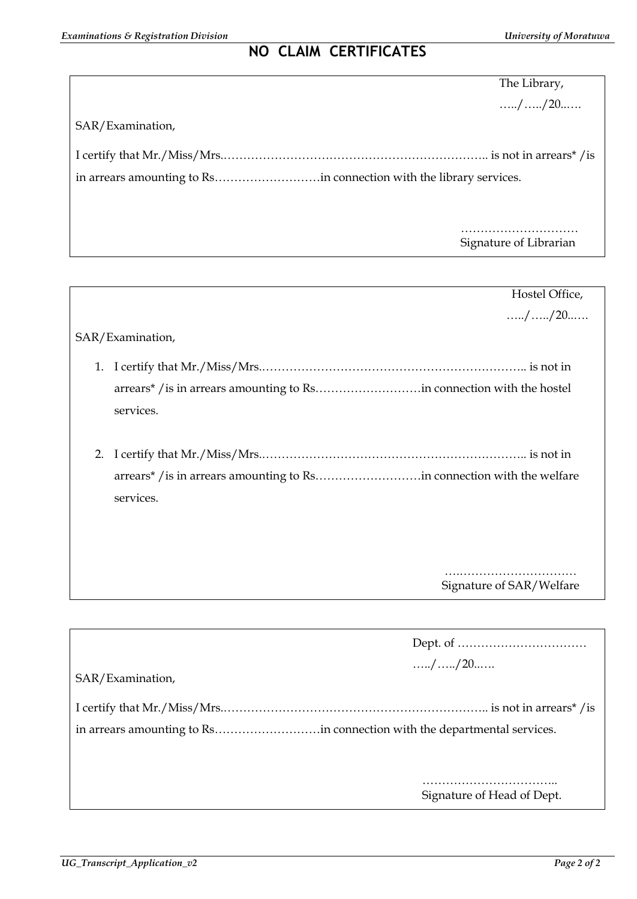# NO CLAIM CERTIFICATES

The Library,

…../…../20..….

SAR/Examination,

I certify that Mr./Miss/Mrs.………………………………………………………….. is not in arrears* /is in arrears amounting to Rs………………………in connection with the library services.

…………………………
Signature of Librarian

---

Hostel Office,

…../…../20..….

SAR/Examination,

1. I certify that Mr./Miss/Mrs.………………………………………………………….. is not in arrears* /is in arrears amounting to Rs………………………in connection with the hostel services.

2. I certify that Mr./Miss/Mrs.………………………………………………………….. is not in arrears* /is in arrears amounting to Rs………………………in connection with the welfare services.

…………………………
Signature of SAR/Welfare

---

Dept. of ……………………………

…../…../20..….

SAR/Examination,

I certify that Mr./Miss/Mrs.………………………………………………………….. is not in arrears* /is in arrears amounting to Rs………………………in connection with the departmental services.

……………………………..
Signature of Head of Dept.